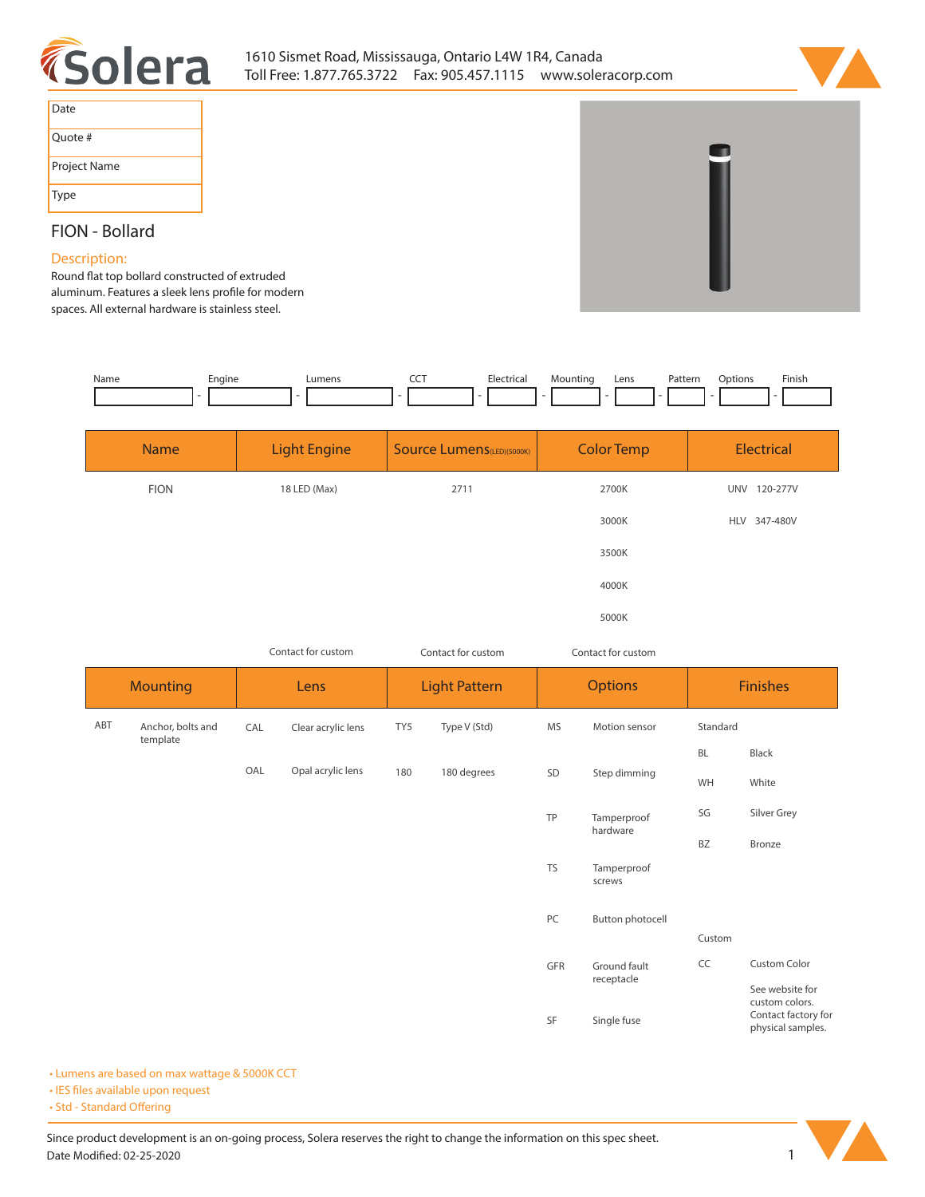Solera

1610 Sismet Road, Mississauga, Ontario L4W 1R4, Canada
Toll Free: 1.877.765.3722 Fax: 905.457.1115 www.soleracorp.com

| Date | |
|---|---|
| Quote # | |
| Project Name | |
| Type | |

## FION - Bollard

### Description:

Round flat top bollard constructed of extruded aluminum. Features a sleek lens profile for modern spaces. All external hardware is stainless steel.

| Name | Engine | Lumens | CCT | Electrical | Mounting | Lens | Pattern | Options | Finish |
|---|---|---|---|---|---|---|---|---|---|
| | | | | | | | | | |

| Name | Light Engine | Source Lumens (LED)(5000K) | Color Temp | Electrical |
|---|---|---|---|---|
| FION | 18 LED (Max) | 2711 | 2700K | UNV 120-277V |
| | | | 3000K | HLV 347-480V |
| | | | 3500K | |
| | | | 4000K | |
| | | | 5000K | |
| | Contact for custom | Contact for custom | Contact for custom | |

| Mounting | | Lens | | Light Pattern | | Options | | Finishes | |
|---|---|---|---|---|---|---|---|---|---|
| ABT | Anchor, bolts and template | CAL | Clear acrylic lens | TY5 | Type V (Std) | MS | Motion sensor | Standard | |
| | | | | | | | | BL | Black |
| | | OAL | Opal acrylic lens | 180 | 180 degrees | SD | Step dimming | WH | White |
| | | | | | | TP | Tamperproof hardware | SG | Silver Grey |
| | | | | | | | | BZ | Bronze |
| | | | | | | TS | Tamperproof screws | | |
| | | | | | | PC | Button photocell | Custom | |
| | | | | | | GFR | Ground fault receptacle | CC | Custom Color |
| | | | | | | SF | Single fuse | | See website for custom colors. Contact factory for physical samples. |

- Lumens are based on max wattage & 5000K CCT
- IES files available upon request
- Std - Standard Offering

Since product development is an on-going process, Solera reserves the right to change the information on this spec sheet.
Date Modified: 02-25-2020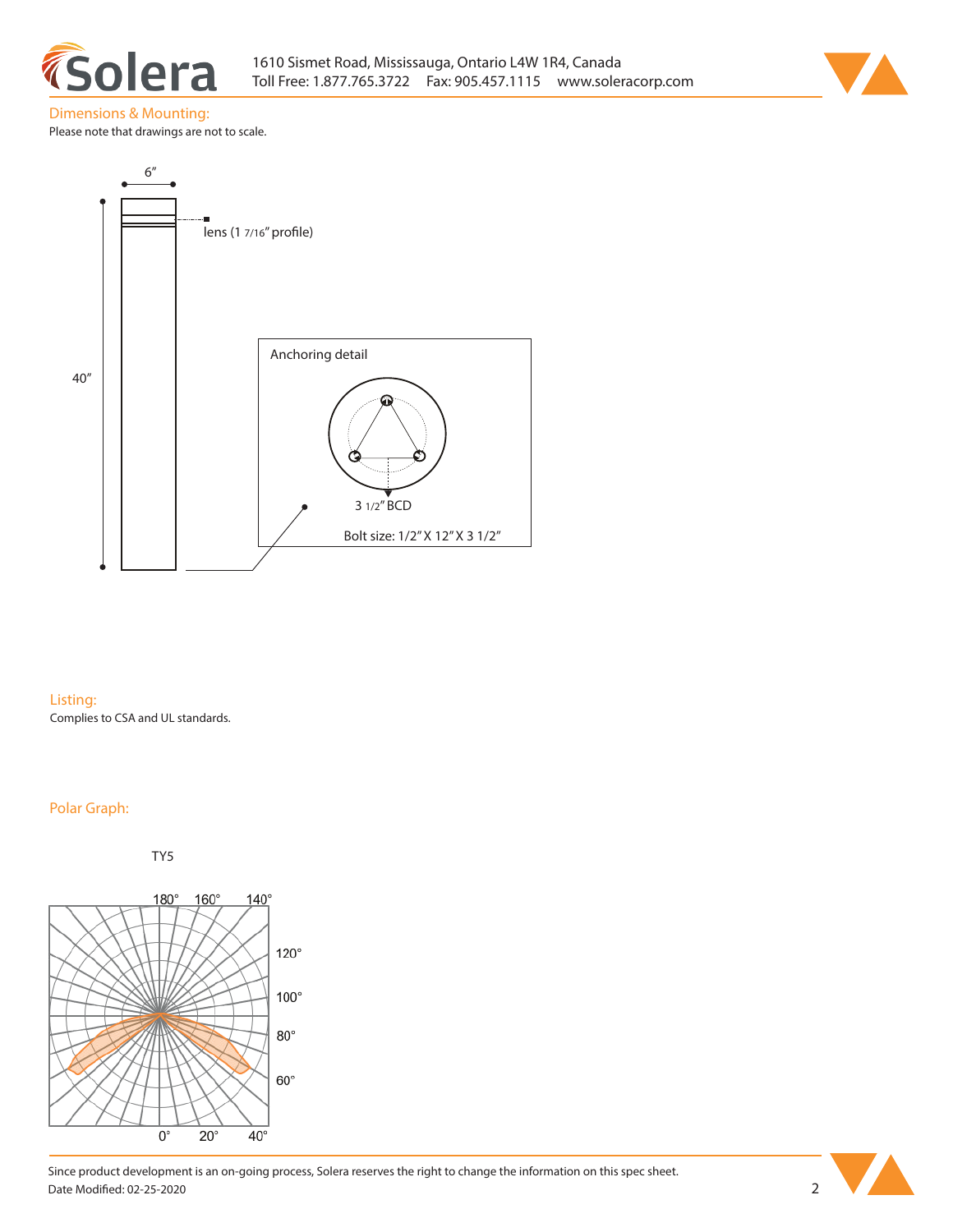Solera

1610 Sismet Road, Mississauga, Ontario L4W 1R4, Canada
Toll Free: 1.877.765.3722 Fax: 905.457.1115 www.soleracorp.com

## Dimensions & Mounting:

Please note that drawings are not to scale.

6″

40″

lens (1 7/16″ profile)

Anchoring detail

3 1/2″ BCD

Bolt size: 1/2″ X 12″ X 3 1/2″

## Listing:

Complies to CSA and UL standards.

## Polar Graph:

TY5

180° 160° 140°

120°

100°

80°

60°

0° 20° 40°

Since product development is an on-going process, Solera reserves the right to change the information on this spec sheet.
Date Modified: 02-25-2020